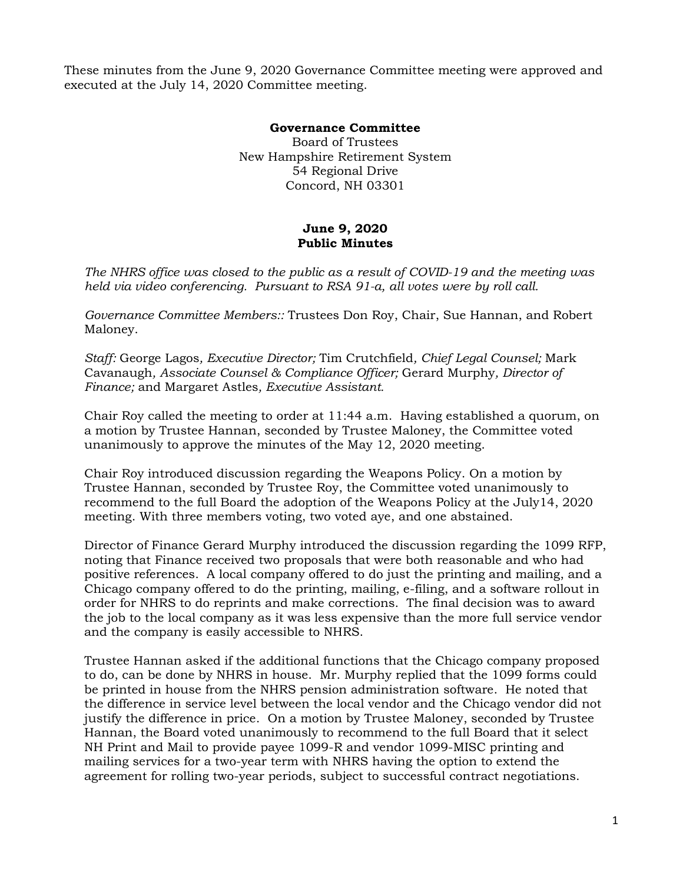These minutes from the June 9, 2020 Governance Committee meeting were approved and executed at the July 14, 2020 Committee meeting.

**Governance Committee**
Board of Trustees
New Hampshire Retirement System
54 Regional Drive
Concord, NH 03301

**June 9, 2020**
**Public Minutes**

*The NHRS office was closed to the public as a result of COVID-19 and the meeting was held via video conferencing. Pursuant to RSA 91-a, all votes were by roll call.*

*Governance Committee Members::* Trustees Don Roy, Chair, Sue Hannan, and Robert Maloney.

*Staff:* George Lagos*, Executive Director;* Tim Crutchfield*, Chief Legal Counsel;* Mark Cavanaugh*, Associate Counsel & Compliance Officer;* Gerard Murphy*, Director of Finance;* and Margaret Astles*, Executive Assistant.*

Chair Roy called the meeting to order at 11:44 a.m. Having established a quorum, on a motion by Trustee Hannan, seconded by Trustee Maloney, the Committee voted unanimously to approve the minutes of the May 12, 2020 meeting.

Chair Roy introduced discussion regarding the Weapons Policy. On a motion by Trustee Hannan, seconded by Trustee Roy, the Committee voted unanimously to recommend to the full Board the adoption of the Weapons Policy at the July14, 2020 meeting. With three members voting, two voted aye, and one abstained.

Director of Finance Gerard Murphy introduced the discussion regarding the 1099 RFP, noting that Finance received two proposals that were both reasonable and who had positive references. A local company offered to do just the printing and mailing, and a Chicago company offered to do the printing, mailing, e-filing, and a software rollout in order for NHRS to do reprints and make corrections. The final decision was to award the job to the local company as it was less expensive than the more full service vendor and the company is easily accessible to NHRS.

Trustee Hannan asked if the additional functions that the Chicago company proposed to do, can be done by NHRS in house. Mr. Murphy replied that the 1099 forms could be printed in house from the NHRS pension administration software. He noted that the difference in service level between the local vendor and the Chicago vendor did not justify the difference in price. On a motion by Trustee Maloney, seconded by Trustee Hannan, the Board voted unanimously to recommend to the full Board that it select NH Print and Mail to provide payee 1099-R and vendor 1099-MISC printing and mailing services for a two-year term with NHRS having the option to extend the agreement for rolling two-year periods, subject to successful contract negotiations.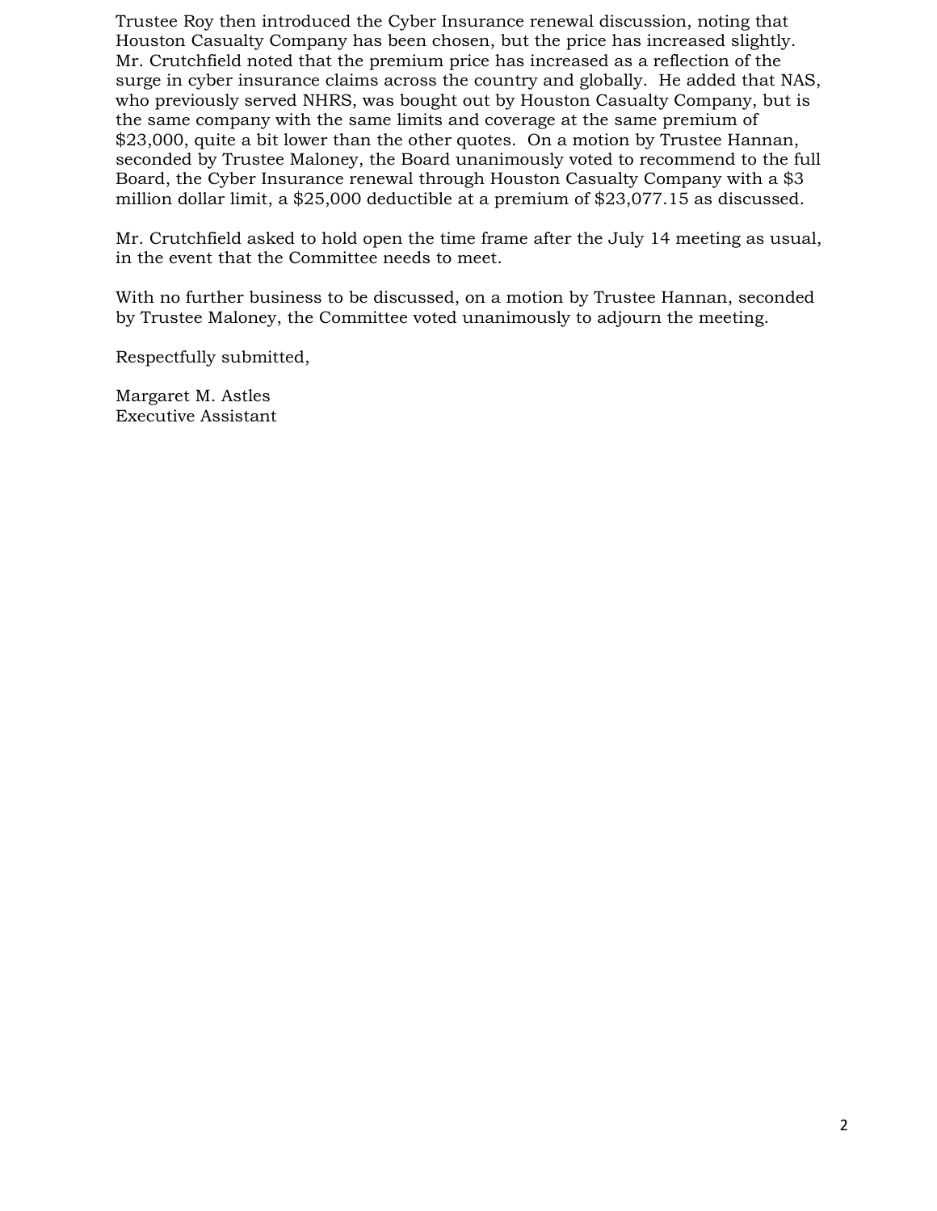Trustee Roy then introduced the Cyber Insurance renewal discussion, noting that Houston Casualty Company has been chosen, but the price has increased slightly. Mr. Crutchfield noted that the premium price has increased as a reflection of the surge in cyber insurance claims across the country and globally. He added that NAS, who previously served NHRS, was bought out by Houston Casualty Company, but is the same company with the same limits and coverage at the same premium of $23,000, quite a bit lower than the other quotes. On a motion by Trustee Hannan, seconded by Trustee Maloney, the Board unanimously voted to recommend to the full Board, the Cyber Insurance renewal through Houston Casualty Company with a $3 million dollar limit, a $25,000 deductible at a premium of $23,077.15 as discussed.

Mr. Crutchfield asked to hold open the time frame after the July 14 meeting as usual, in the event that the Committee needs to meet.

With no further business to be discussed, on a motion by Trustee Hannan, seconded by Trustee Maloney, the Committee voted unanimously to adjourn the meeting.

Respectfully submitted,

Margaret M. Astles
Executive Assistant